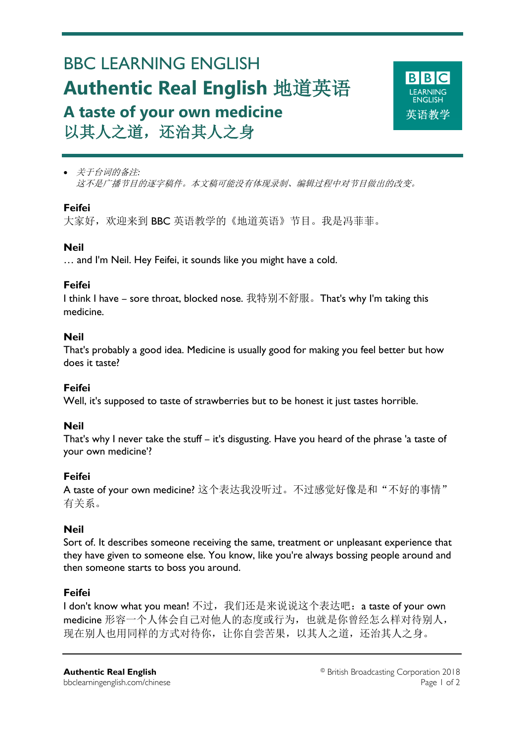# BBC LEARNING ENGLISH

# Authentic Real English 地道英语

## A taste of your own medicine
## 以其人之道，还治其人之身

- *关于台词的备注:*
  *这不是广播节目的逐字稿件。本文稿可能没有体现录制、编辑过程中对节目做出的改变。*

**Feifei**
大家好，欢迎来到 BBC 英语教学的《地道英语》节目。我是冯菲菲。

**Neil**
… and I'm Neil. Hey Feifei, it sounds like you might have a cold.

**Feifei**
I think I have – sore throat, blocked nose. 我特别不舒服。That's why I'm taking this medicine.

**Neil**
That's probably a good idea. Medicine is usually good for making you feel better but how does it taste?

**Feifei**
Well, it's supposed to taste of strawberries but to be honest it just tastes horrible.

**Neil**
That's why I never take the stuff – it's disgusting. Have you heard of the phrase 'a taste of your own medicine'?

**Feifei**
A taste of your own medicine? 这个表达我没听过。不过感觉好像是和"不好的事情"有关系。

**Neil**
Sort of. It describes someone receiving the same, treatment or unpleasant experience that they have given to someone else. You know, like you're always bossing people around and then someone starts to boss you around.

**Feifei**
I don't know what you mean! 不过，我们还是来说说这个表达吧：a taste of your own medicine 形容一个人体会自己对他人的态度或行为，也就是你曾经怎么样对待别人，现在别人也用同样的方式对待你，让你自尝苦果，以其人之道，还治其人之身。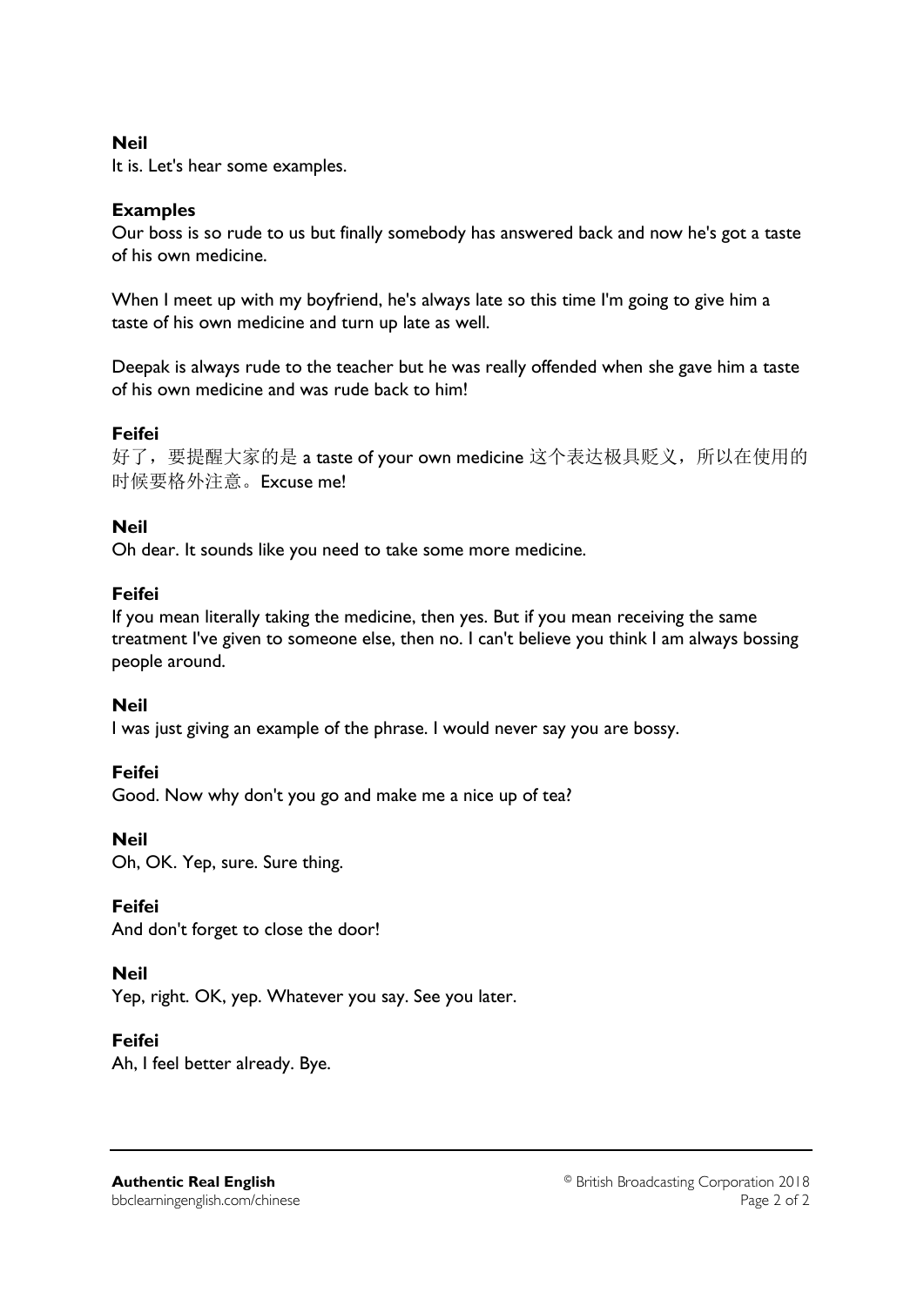**Neil**
It is. Let's hear some examples.

**Examples**
Our boss is so rude to us but finally somebody has answered back and now he's got a taste of his own medicine.

When I meet up with my boyfriend, he's always late so this time I'm going to give him a taste of his own medicine and turn up late as well.

Deepak is always rude to the teacher but he was really offended when she gave him a taste of his own medicine and was rude back to him!

**Feifei**
好了，要提醒大家的是 a taste of your own medicine 这个表达极具贬义，所以在使用的时候要格外注意。Excuse me!

**Neil**
Oh dear. It sounds like you need to take some more medicine.

**Feifei**
If you mean literally taking the medicine, then yes. But if you mean receiving the same treatment I've given to someone else, then no. I can't believe you think I am always bossing people around.

**Neil**
I was just giving an example of the phrase. I would never say you are bossy.

**Feifei**
Good. Now why don't you go and make me a nice up of tea?

**Neil**
Oh, OK. Yep, sure. Sure thing.

**Feifei**
And don't forget to close the door!

**Neil**
Yep, right. OK, yep. Whatever you say. See you later.

**Feifei**
Ah, I feel better already. Bye.